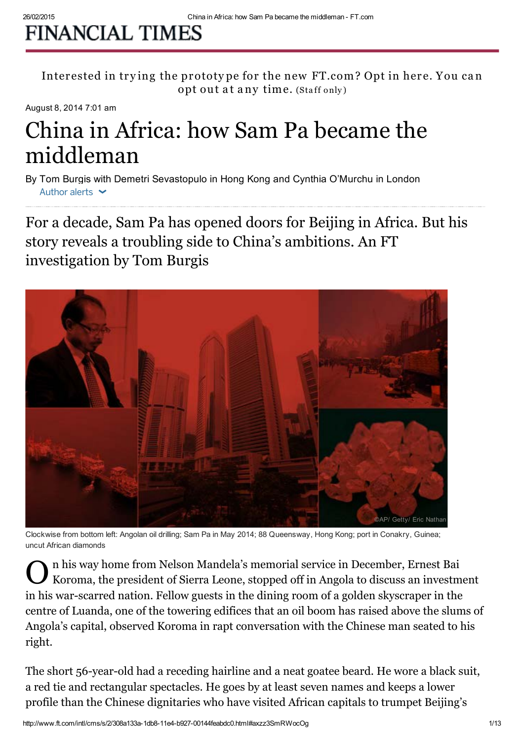FINANCIAL TIMES

Interested in trying the prototype for the new FT.com? Opt in here. You can opt out at any time. (Staff only)

August 8, 2014 7:01 am

# China in Africa: how Sam Pa became the middleman

By Tom Burgis with Demetri Sevastopulo in Hong Kong and Cynthia O'Murchu in London

Author alerts

For a decade, Sam Pa has opened doors for Beijing in Africa. But his story reveals a troubling side to China's ambitions. An FT investigation by Tom Burgis

©AP/ Getty/ Eric Nathan

Clockwise from bottom left: Angolan oil drilling; Sam Pa in May 2014; 88 Queensway, Hong Kong; port in Conakry, Guinea; uncut African diamonds

On his way home from Nelson Mandela's memorial service in December, Ernest Bai Koroma, the president of Sierra Leone, stopped off in Angola to discuss an investment in his war-scarred nation. Fellow guests in the dining room of a golden skyscraper in the centre of Luanda, one of the towering edifices that an oil boom has raised above the slums of Angola's capital, observed Koroma in rapt conversation with the Chinese man seated to his right.

The short 56-year-old had a receding hairline and a neat goatee beard. He wore a black suit, a red tie and rectangular spectacles. He goes by at least seven names and keeps a lower profile than the Chinese dignitaries who have visited African capitals to trumpet Beijing's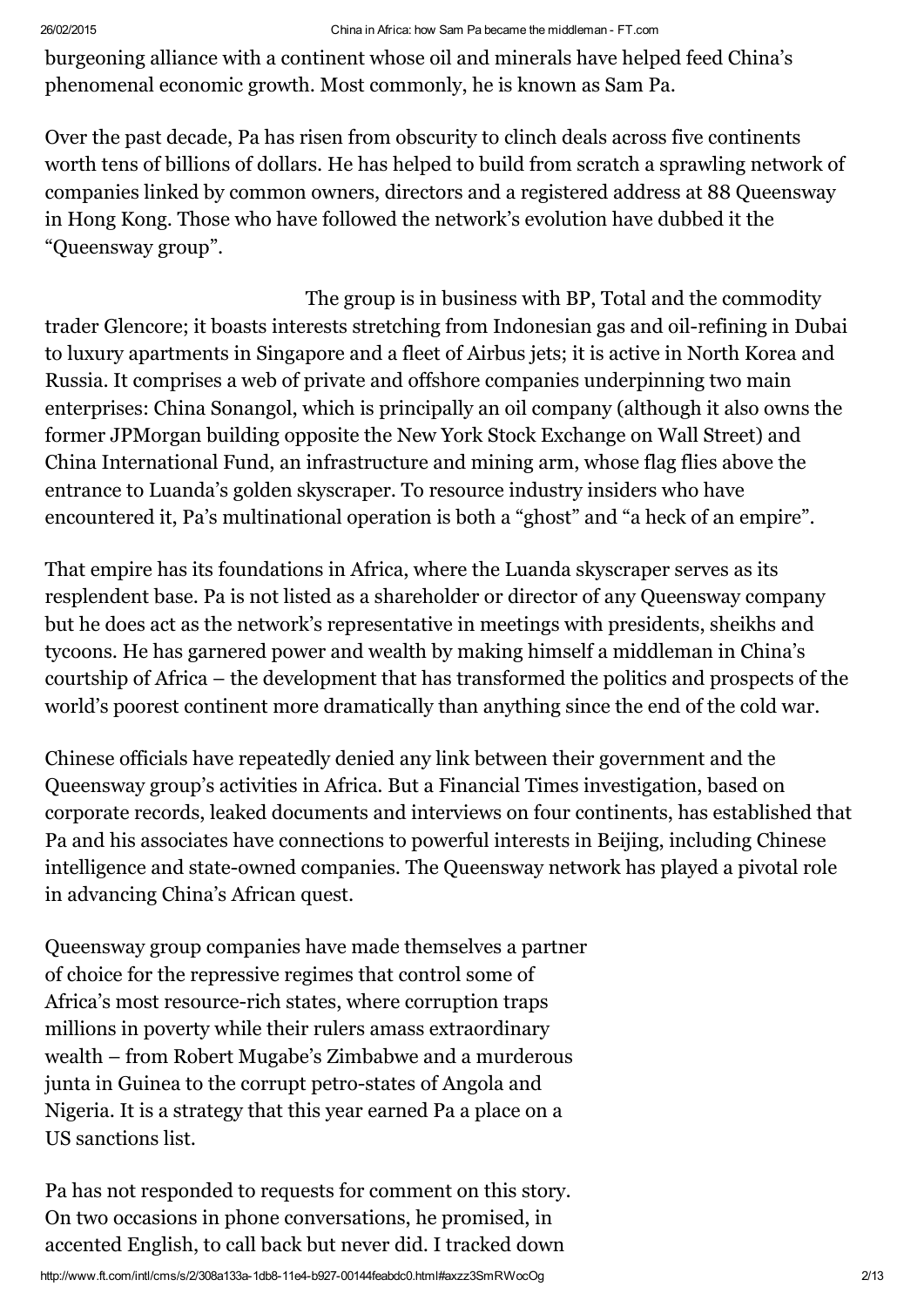burgeoning alliance with a continent whose oil and minerals have helped feed China's phenomenal economic growth. Most commonly, he is known as Sam Pa.

Over the past decade, Pa has risen from obscurity to clinch deals across five continents worth tens of billions of dollars. He has helped to build from scratch a sprawling network of companies linked by common owners, directors and a registered address at 88 Queensway in Hong Kong. Those who have followed the network's evolution have dubbed it the "Queensway group".

The group is in business with BP, Total and the commodity trader Glencore; it boasts interests stretching from Indonesian gas and oil-refining in Dubai to luxury apartments in Singapore and a fleet of Airbus jets; it is active in North Korea and Russia. It comprises a web of private and offshore companies underpinning two main enterprises: China Sonangol, which is principally an oil company (although it also owns the former JPMorgan building opposite the New York Stock Exchange on Wall Street) and China International Fund, an infrastructure and mining arm, whose flag flies above the entrance to Luanda's golden skyscraper. To resource industry insiders who have encountered it, Pa's multinational operation is both a "ghost" and "a heck of an empire".

That empire has its foundations in Africa, where the Luanda skyscraper serves as its resplendent base. Pa is not listed as a shareholder or director of any Queensway company but he does act as the network's representative in meetings with presidents, sheikhs and tycoons. He has garnered power and wealth by making himself a middleman in China's courtship of Africa – the development that has transformed the politics and prospects of the world's poorest continent more dramatically than anything since the end of the cold war.

Chinese officials have repeatedly denied any link between their government and the Queensway group's activities in Africa. But a Financial Times investigation, based on corporate records, leaked documents and interviews on four continents, has established that Pa and his associates have connections to powerful interests in Beijing, including Chinese intelligence and state-owned companies. The Queensway network has played a pivotal role in advancing China's African quest.

Queensway group companies have made themselves a partner of choice for the repressive regimes that control some of Africa's most resource-rich states, where corruption traps millions in poverty while their rulers amass extraordinary wealth – from Robert Mugabe's Zimbabwe and a murderous junta in Guinea to the corrupt petro-states of Angola and Nigeria. It is a strategy that this year earned Pa a place on a US sanctions list.

Pa has not responded to requests for comment on this story. On two occasions in phone conversations, he promised, in accented English, to call back but never did. I tracked down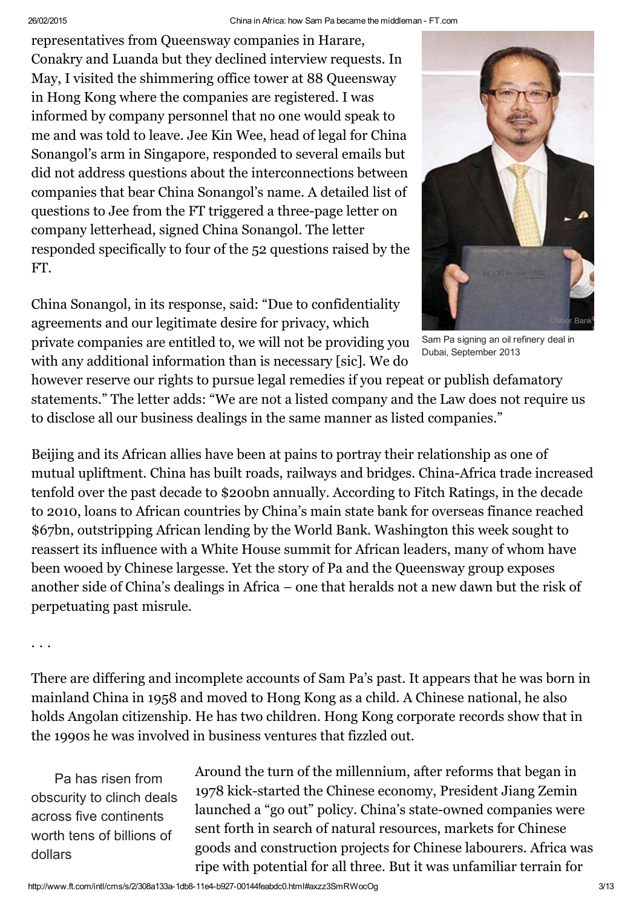representatives from Queensway companies in Harare, Conakry and Luanda but they declined interview requests. In May, I visited the shimmering office tower at 88 Queensway in Hong Kong where the companies are registered. I was informed by company personnel that no one would speak to me and was told to leave. Jee Kin Wee, head of legal for China Sonangol's arm in Singapore, responded to several emails but did not address questions about the interconnections between companies that bear China Sonangol's name. A detailed list of questions to Jee from the FT triggered a three-page letter on company letterhead, signed China Sonangol. The letter responded specifically to four of the 52 questions raised by the FT.

Sam Pa signing an oil refinery deal in Dubai, September 2013

China Sonangol, in its response, said: "Due to confidentiality agreements and our legitimate desire for privacy, which private companies are entitled to, we will not be providing you with any additional information than is necessary [sic]. We do however reserve our rights to pursue legal remedies if you repeat or publish defamatory statements." The letter adds: "We are not a listed company and the Law does not require us to disclose all our business dealings in the same manner as listed companies."

Beijing and its African allies have been at pains to portray their relationship as one of mutual upliftment. China has built roads, railways and bridges. China-Africa trade increased tenfold over the past decade to $200bn annually. According to Fitch Ratings, in the decade to 2010, loans to African countries by China's main state bank for overseas finance reached $67bn, outstripping African lending by the World Bank. Washington this week sought to reassert its influence with a White House summit for African leaders, many of whom have been wooed by Chinese largesse. Yet the story of Pa and the Queensway group exposes another side of China's dealings in Africa – one that heralds not a new dawn but the risk of perpetuating past misrule.

. . .

There are differing and incomplete accounts of Sam Pa's past. It appears that he was born in mainland China in 1958 and moved to Hong Kong as a child. A Chinese national, he also holds Angolan citizenship. He has two children. Hong Kong corporate records show that in the 1990s he was involved in business ventures that fizzled out.

> Pa has risen from obscurity to clinch deals across five continents worth tens of billions of dollars

Around the turn of the millennium, after reforms that began in 1978 kick-started the Chinese economy, President Jiang Zemin launched a "go out" policy. China's state-owned companies were sent forth in search of natural resources, markets for Chinese goods and construction projects for Chinese labourers. Africa was ripe with potential for all three. But it was unfamiliar terrain for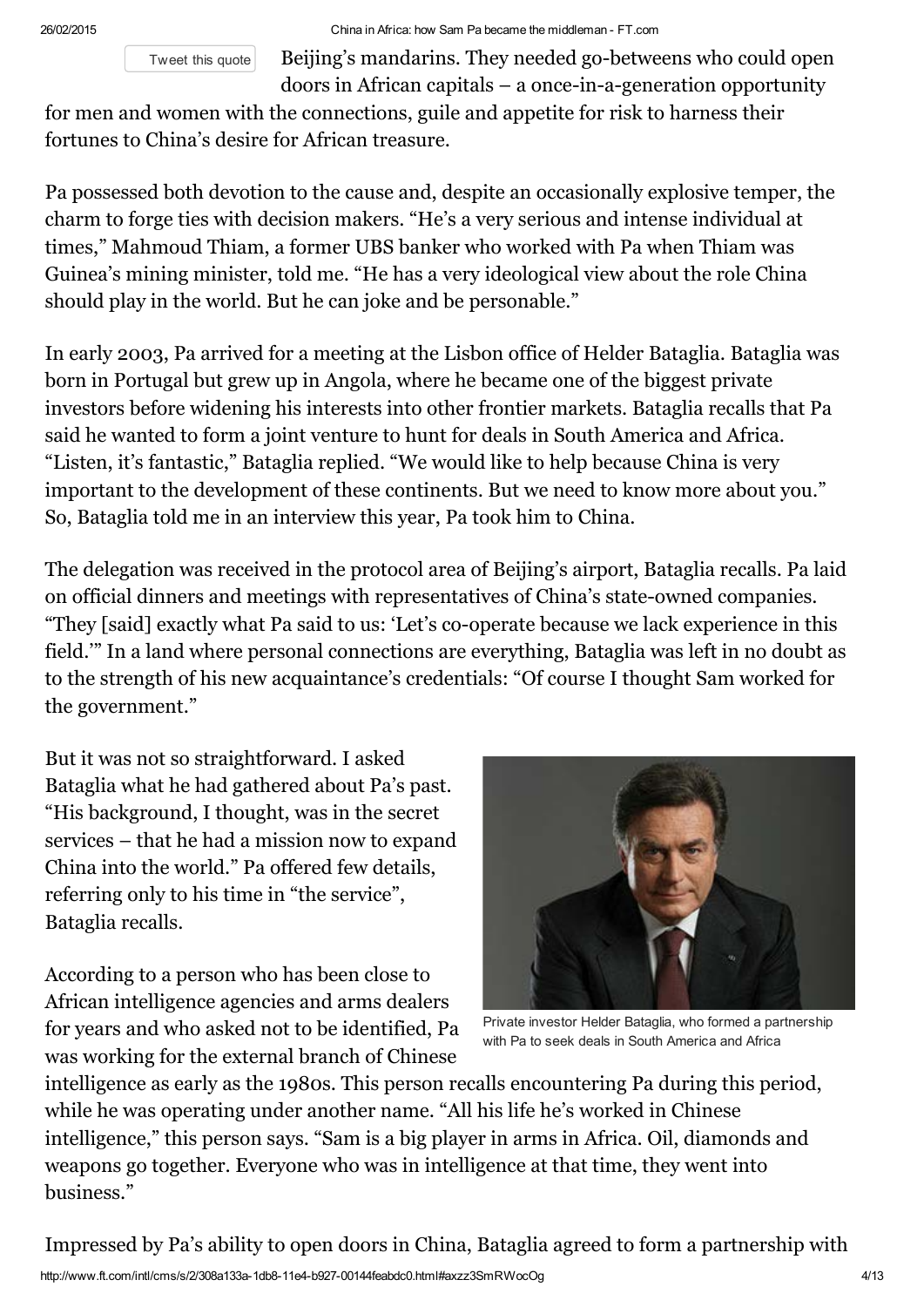Beijing's mandarins. They needed go-betweens who could open doors in African capitals – a once-in-a-generation opportunity for men and women with the connections, guile and appetite for risk to harness their fortunes to China's desire for African treasure.

Pa possessed both devotion to the cause and, despite an occasionally explosive temper, the charm to forge ties with decision makers. "He's a very serious and intense individual at times," Mahmoud Thiam, a former UBS banker who worked with Pa when Thiam was Guinea's mining minister, told me. "He has a very ideological view about the role China should play in the world. But he can joke and be personable."

In early 2003, Pa arrived for a meeting at the Lisbon office of Helder Bataglia. Bataglia was born in Portugal but grew up in Angola, where he became one of the biggest private investors before widening his interests into other frontier markets. Bataglia recalls that Pa said he wanted to form a joint venture to hunt for deals in South America and Africa. "Listen, it's fantastic," Bataglia replied. "We would like to help because China is very important to the development of these continents. But we need to know more about you." So, Bataglia told me in an interview this year, Pa took him to China.

The delegation was received in the protocol area of Beijing's airport, Bataglia recalls. Pa laid on official dinners and meetings with representatives of China's state-owned companies. "They [said] exactly what Pa said to us: 'Let's co-operate because we lack experience in this field.'" In a land where personal connections are everything, Bataglia was left in no doubt as to the strength of his new acquaintance's credentials: "Of course I thought Sam worked for the government."

But it was not so straightforward. I asked Bataglia what he had gathered about Pa's past. "His background, I thought, was in the secret services – that he had a mission now to expand China into the world." Pa offered few details, referring only to his time in "the service", Bataglia recalls.

Private investor Helder Bataglia, who formed a partnership with Pa to seek deals in South America and Africa

According to a person who has been close to African intelligence agencies and arms dealers for years and who asked not to be identified, Pa was working for the external branch of Chinese intelligence as early as the 1980s. This person recalls encountering Pa during this period, while he was operating under another name. "All his life he's worked in Chinese intelligence," this person says. "Sam is a big player in arms in Africa. Oil, diamonds and weapons go together. Everyone who was in intelligence at that time, they went into business."

Impressed by Pa's ability to open doors in China, Bataglia agreed to form a partnership with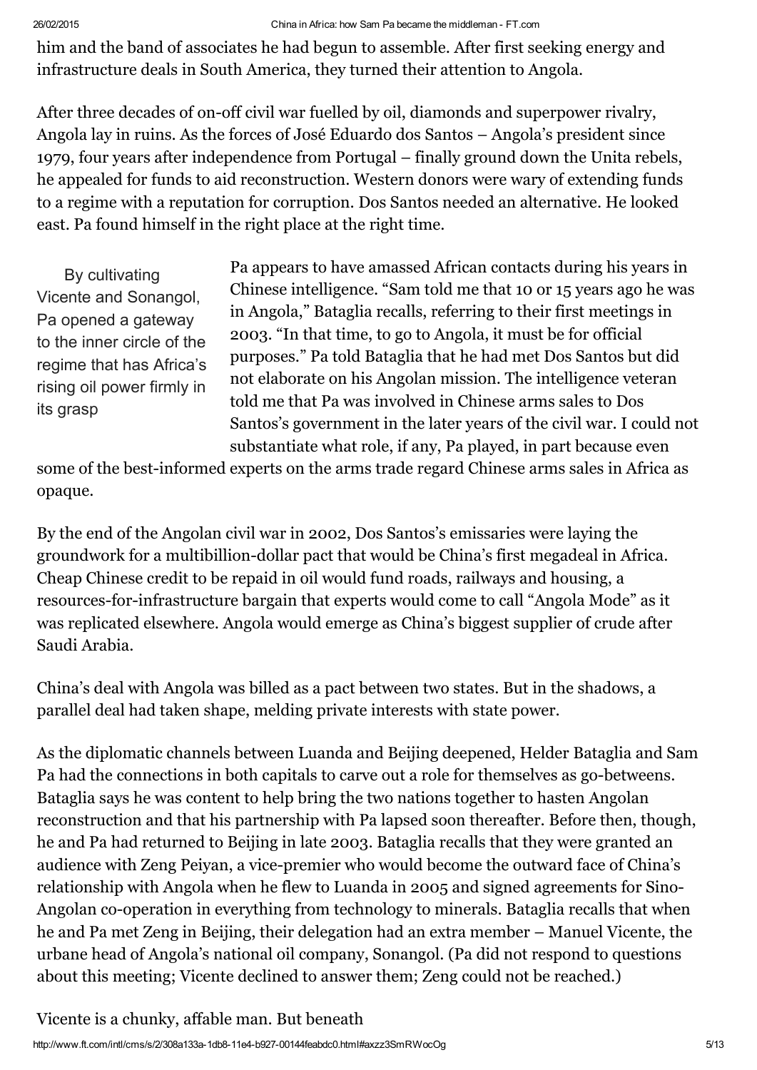him and the band of associates he had begun to assemble. After first seeking energy and infrastructure deals in South America, they turned their attention to Angola.

After three decades of on-off civil war fuelled by oil, diamonds and superpower rivalry, Angola lay in ruins. As the forces of José Eduardo dos Santos – Angola's president since 1979, four years after independence from Portugal – finally ground down the Unita rebels, he appealed for funds to aid reconstruction. Western donors were wary of extending funds to a regime with a reputation for corruption. Dos Santos needed an alternative. He looked east. Pa found himself in the right place at the right time.

> By cultivating Vicente and Sonangol, Pa opened a gateway to the inner circle of the regime that has Africa's rising oil power firmly in its grasp

Pa appears to have amassed African contacts during his years in Chinese intelligence. "Sam told me that 10 or 15 years ago he was in Angola," Bataglia recalls, referring to their first meetings in 2003. "In that time, to go to Angola, it must be for official purposes." Pa told Bataglia that he had met Dos Santos but did not elaborate on his Angolan mission. The intelligence veteran told me that Pa was involved in Chinese arms sales to Dos Santos's government in the later years of the civil war. I could not substantiate what role, if any, Pa played, in part because even some of the best-informed experts on the arms trade regard Chinese arms sales in Africa as opaque.

By the end of the Angolan civil war in 2002, Dos Santos's emissaries were laying the groundwork for a multibillion-dollar pact that would be China's first megadeal in Africa. Cheap Chinese credit to be repaid in oil would fund roads, railways and housing, a resources-for-infrastructure bargain that experts would come to call "Angola Mode" as it was replicated elsewhere. Angola would emerge as China's biggest supplier of crude after Saudi Arabia.

China's deal with Angola was billed as a pact between two states. But in the shadows, a parallel deal had taken shape, melding private interests with state power.

As the diplomatic channels between Luanda and Beijing deepened, Helder Bataglia and Sam Pa had the connections in both capitals to carve out a role for themselves as go-betweens. Bataglia says he was content to help bring the two nations together to hasten Angolan reconstruction and that his partnership with Pa lapsed soon thereafter. Before then, though, he and Pa had returned to Beijing in late 2003. Bataglia recalls that they were granted an audience with Zeng Peiyan, a vice-premier who would become the outward face of China's relationship with Angola when he flew to Luanda in 2005 and signed agreements for Sino-Angolan co-operation in everything from technology to minerals. Bataglia recalls that when he and Pa met Zeng in Beijing, their delegation had an extra member – Manuel Vicente, the urbane head of Angola's national oil company, Sonangol. (Pa did not respond to questions about this meeting; Vicente declined to answer them; Zeng could not be reached.)

Vicente is a chunky, affable man. But beneath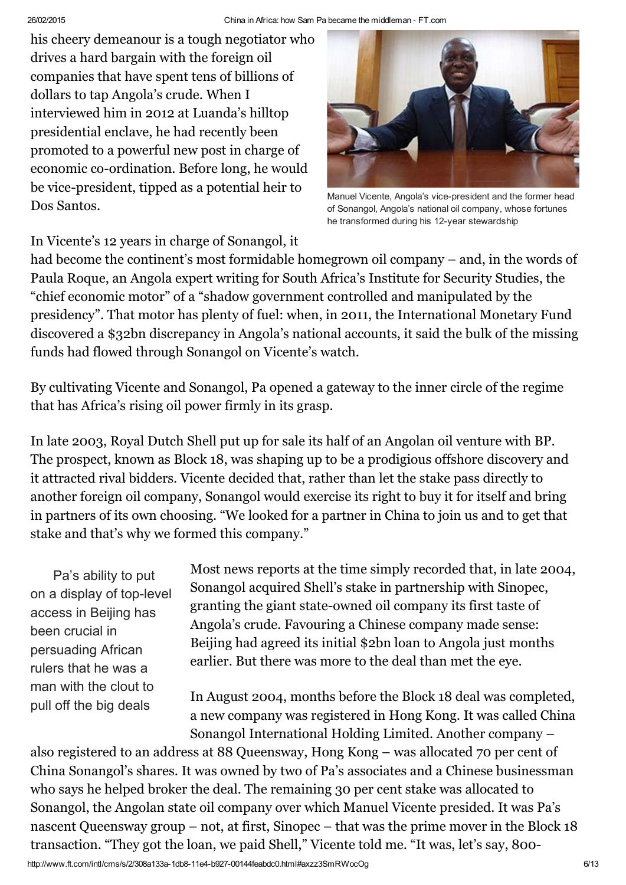his cheery demeanour is a tough negotiator who drives a hard bargain with the foreign oil companies that have spent tens of billions of dollars to tap Angola's crude. When I interviewed him in 2012 at Luanda's hilltop presidential enclave, he had recently been promoted to a powerful new post in charge of economic co-ordination. Before long, he would be vice-president, tipped as a potential heir to Dos Santos.

Manuel Vicente, Angola's vice-president and the former head of Sonangol, Angola's national oil company, whose fortunes he transformed during his 12-year stewardship

In Vicente's 12 years in charge of Sonangol, it had become the continent's most formidable homegrown oil company – and, in the words of Paula Roque, an Angola expert writing for South Africa's Institute for Security Studies, the "chief economic motor" of a "shadow government controlled and manipulated by the presidency". That motor has plenty of fuel: when, in 2011, the International Monetary Fund discovered a $32bn discrepancy in Angola's national accounts, it said the bulk of the missing funds had flowed through Sonangol on Vicente's watch.

By cultivating Vicente and Sonangol, Pa opened a gateway to the inner circle of the regime that has Africa's rising oil power firmly in its grasp.

In late 2003, Royal Dutch Shell put up for sale its half of an Angolan oil venture with BP. The prospect, known as Block 18, was shaping up to be a prodigious offshore discovery and it attracted rival bidders. Vicente decided that, rather than let the stake pass directly to another foreign oil company, Sonangol would exercise its right to buy it for itself and bring in partners of its own choosing. "We looked for a partner in China to join us and to get that stake and that's why we formed this company."

> Pa's ability to put on a display of top-level access in Beijing has been crucial in persuading African rulers that he was a man with the clout to pull off the big deals

Most news reports at the time simply recorded that, in late 2004, Sonangol acquired Shell's stake in partnership with Sinopec, granting the giant state-owned oil company its first taste of Angola's crude. Favouring a Chinese company made sense: Beijing had agreed its initial $2bn loan to Angola just months earlier. But there was more to the deal than met the eye.

In August 2004, months before the Block 18 deal was completed, a new company was registered in Hong Kong. It was called China Sonangol International Holding Limited. Another company – also registered to an address at 88 Queensway, Hong Kong – was allocated 70 per cent of China Sonangol's shares. It was owned by two of Pa's associates and a Chinese businessman who says he helped broker the deal. The remaining 30 per cent stake was allocated to Sonangol, the Angolan state oil company over which Manuel Vicente presided. It was Pa's nascent Queensway group – not, at first, Sinopec – that was the prime mover in the Block 18 transaction. "They got the loan, we paid Shell," Vicente told me. "It was, let's say, 800-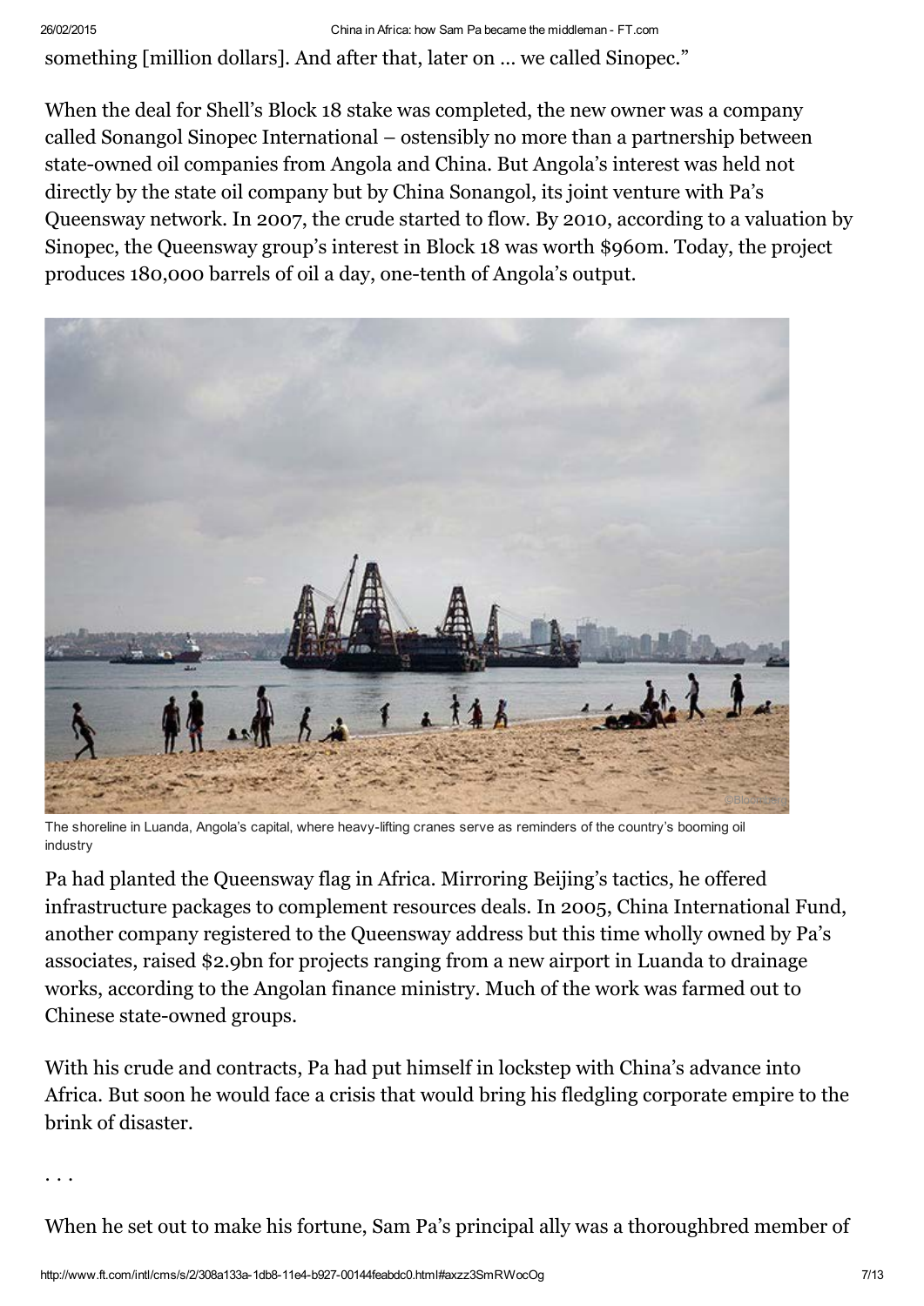something [million dollars]. And after that, later on … we called Sinopec."

When the deal for Shell's Block 18 stake was completed, the new owner was a company called Sonangol Sinopec International – ostensibly no more than a partnership between state-owned oil companies from Angola and China. But Angola's interest was held not directly by the state oil company but by China Sonangol, its joint venture with Pa's Queensway network. In 2007, the crude started to flow. By 2010, according to a valuation by Sinopec, the Queensway group's interest in Block 18 was worth $960m. Today, the project produces 180,000 barrels of oil a day, one-tenth of Angola's output.

The shoreline in Luanda, Angola's capital, where heavy-lifting cranes serve as reminders of the country's booming oil industry

Pa had planted the Queensway flag in Africa. Mirroring Beijing's tactics, he offered infrastructure packages to complement resources deals. In 2005, China International Fund, another company registered to the Queensway address but this time wholly owned by Pa's associates, raised $2.9bn for projects ranging from a new airport in Luanda to drainage works, according to the Angolan finance ministry. Much of the work was farmed out to Chinese state-owned groups.

With his crude and contracts, Pa had put himself in lockstep with China's advance into Africa. But soon he would face a crisis that would bring his fledgling corporate empire to the brink of disaster.

. . .

When he set out to make his fortune, Sam Pa's principal ally was a thoroughbred member of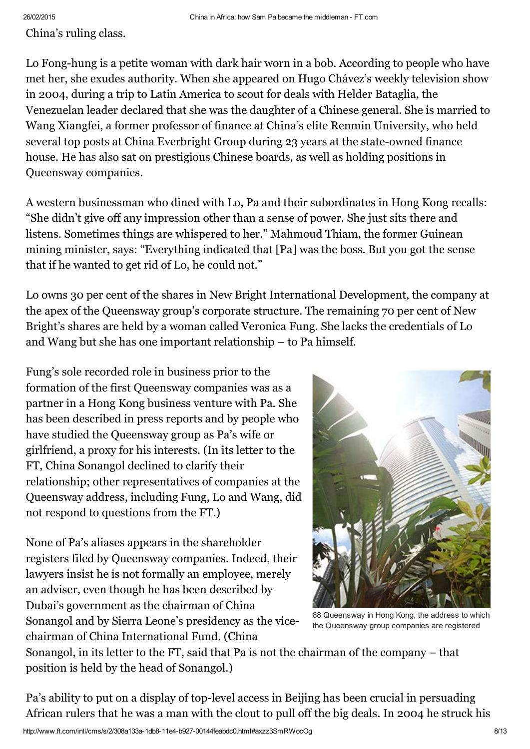China's ruling class.

Lo Fong-hung is a petite woman with dark hair worn in a bob. According to people who have met her, she exudes authority. When she appeared on Hugo Chávez's weekly television show in 2004, during a trip to Latin America to scout for deals with Helder Bataglia, the Venezuelan leader declared that she was the daughter of a Chinese general. She is married to Wang Xiangfei, a former professor of finance at China's elite Renmin University, who held several top posts at China Everbright Group during 23 years at the state-owned finance house. He has also sat on prestigious Chinese boards, as well as holding positions in Queensway companies.

A western businessman who dined with Lo, Pa and their subordinates in Hong Kong recalls: "She didn't give off any impression other than a sense of power. She just sits there and listens. Sometimes things are whispered to her." Mahmoud Thiam, the former Guinean mining minister, says: "Everything indicated that [Pa] was the boss. But you got the sense that if he wanted to get rid of Lo, he could not."

Lo owns 30 per cent of the shares in New Bright International Development, the company at the apex of the Queensway group's corporate structure. The remaining 70 per cent of New Bright's shares are held by a woman called Veronica Fung. She lacks the credentials of Lo and Wang but she has one important relationship – to Pa himself.

Fung's sole recorded role in business prior to the formation of the first Queensway companies was as a partner in a Hong Kong business venture with Pa. She has been described in press reports and by people who have studied the Queensway group as Pa's wife or girlfriend, a proxy for his interests. (In its letter to the FT, China Sonangol declined to clarify their relationship; other representatives of companies at the Queensway address, including Fung, Lo and Wang, did not respond to questions from the FT.)

None of Pa's aliases appears in the shareholder registers filed by Queensway companies. Indeed, their lawyers insist he is not formally an employee, merely an adviser, even though he has been described by Dubai's government as the chairman of China Sonangol and by Sierra Leone's presidency as the vice-chairman of China International Fund. (China Sonangol, in its letter to the FT, said that Pa is not the chairman of the company – that position is held by the head of Sonangol.)

88 Queensway in Hong Kong, the address to which the Queensway group companies are registered

Pa's ability to put on a display of top-level access in Beijing has been crucial in persuading African rulers that he was a man with the clout to pull off the big deals. In 2004 he struck his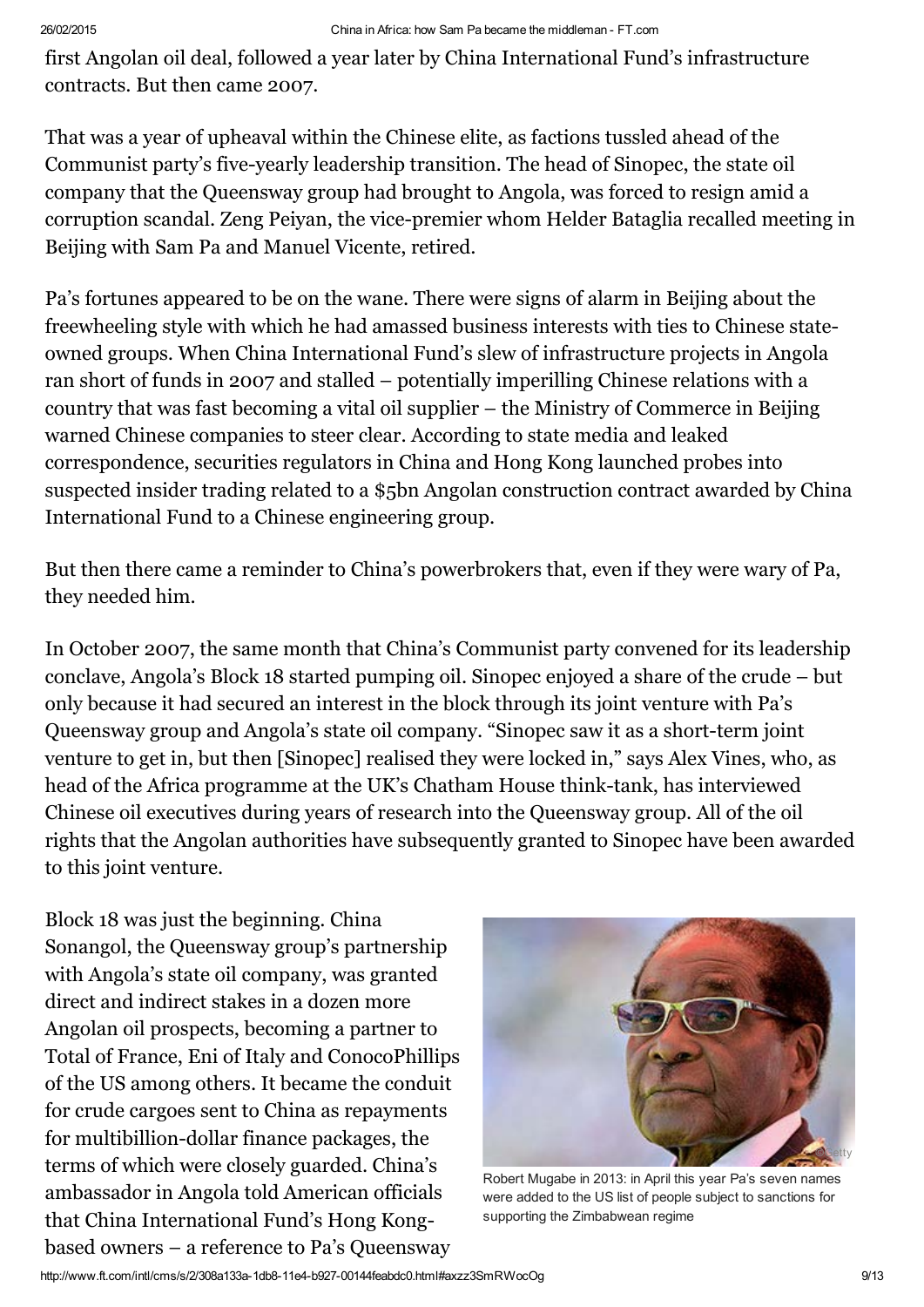first Angolan oil deal, followed a year later by China International Fund's infrastructure contracts. But then came 2007.

That was a year of upheaval within the Chinese elite, as factions tussled ahead of the Communist party's five-yearly leadership transition. The head of Sinopec, the state oil company that the Queensway group had brought to Angola, was forced to resign amid a corruption scandal. Zeng Peiyan, the vice-premier whom Helder Bataglia recalled meeting in Beijing with Sam Pa and Manuel Vicente, retired.

Pa's fortunes appeared to be on the wane. There were signs of alarm in Beijing about the freewheeling style with which he had amassed business interests with ties to Chinese state-owned groups. When China International Fund's slew of infrastructure projects in Angola ran short of funds in 2007 and stalled – potentially imperilling Chinese relations with a country that was fast becoming a vital oil supplier – the Ministry of Commerce in Beijing warned Chinese companies to steer clear. According to state media and leaked correspondence, securities regulators in China and Hong Kong launched probes into suspected insider trading related to a $5bn Angolan construction contract awarded by China International Fund to a Chinese engineering group.

But then there came a reminder to China's powerbrokers that, even if they were wary of Pa, they needed him.

In October 2007, the same month that China's Communist party convened for its leadership conclave, Angola's Block 18 started pumping oil. Sinopec enjoyed a share of the crude – but only because it had secured an interest in the block through its joint venture with Pa's Queensway group and Angola's state oil company. "Sinopec saw it as a short-term joint venture to get in, but then [Sinopec] realised they were locked in," says Alex Vines, who, as head of the Africa programme at the UK's Chatham House think-tank, has interviewed Chinese oil executives during years of research into the Queensway group. All of the oil rights that the Angolan authorities have subsequently granted to Sinopec have been awarded to this joint venture.

Block 18 was just the beginning. China Sonangol, the Queensway group's partnership with Angola's state oil company, was granted direct and indirect stakes in a dozen more Angolan oil prospects, becoming a partner to Total of France, Eni of Italy and ConocoPhillips of the US among others. It became the conduit for crude cargoes sent to China as repayments for multibillion-dollar finance packages, the terms of which were closely guarded. China's ambassador in Angola told American officials that China International Fund's Hong Kong-based owners – a reference to Pa's Queensway

Robert Mugabe in 2013: in April this year Pa's seven names were added to the US list of people subject to sanctions for supporting the Zimbabwean regime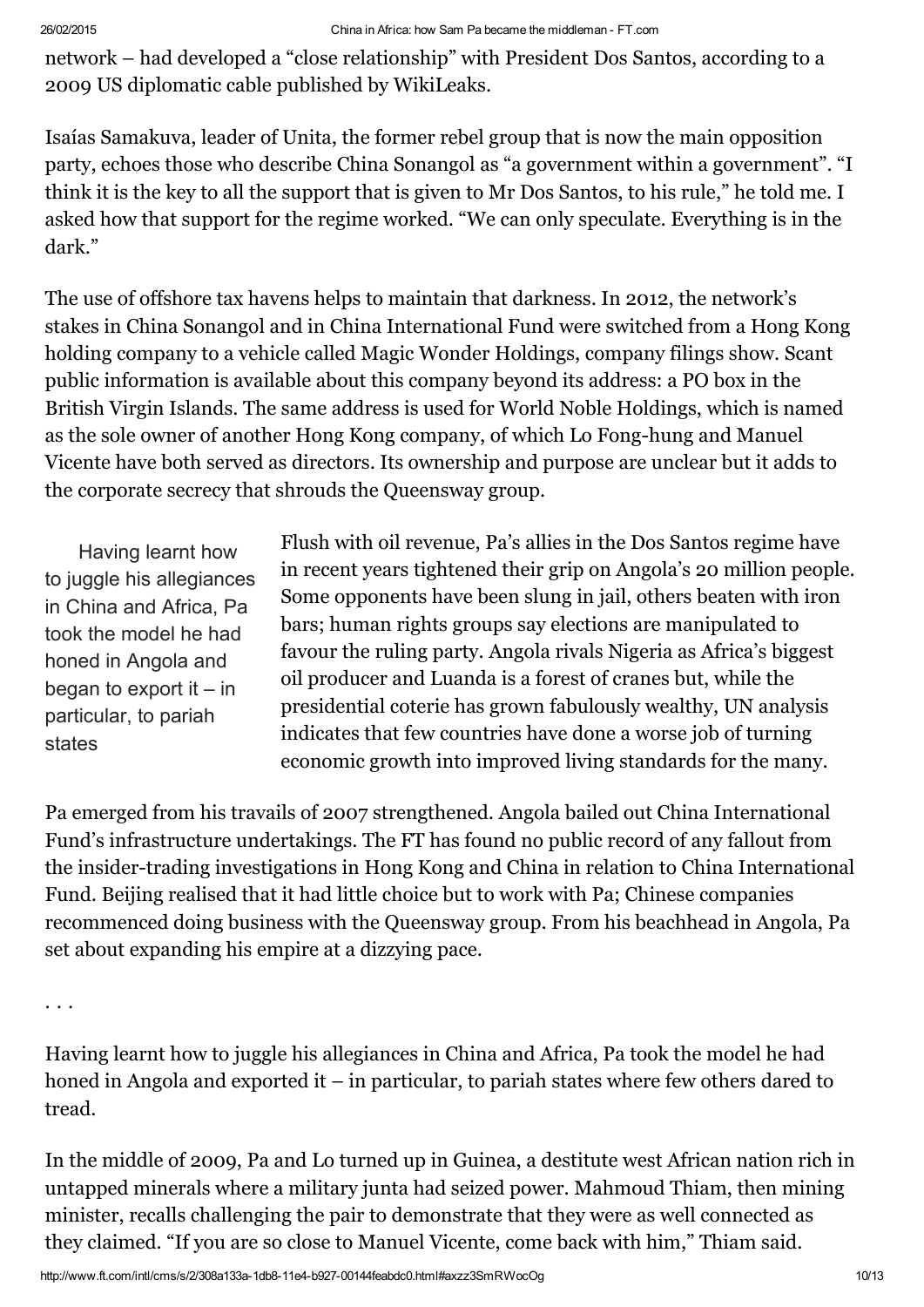network – had developed a "close relationship" with President Dos Santos, according to a 2009 US diplomatic cable published by WikiLeaks.

Isaías Samakuva, leader of Unita, the former rebel group that is now the main opposition party, echoes those who describe China Sonangol as "a government within a government". "I think it is the key to all the support that is given to Mr Dos Santos, to his rule," he told me. I asked how that support for the regime worked. "We can only speculate. Everything is in the dark."

The use of offshore tax havens helps to maintain that darkness. In 2012, the network's stakes in China Sonangol and in China International Fund were switched from a Hong Kong holding company to a vehicle called Magic Wonder Holdings, company filings show. Scant public information is available about this company beyond its address: a PO box in the British Virgin Islands. The same address is used for World Noble Holdings, which is named as the sole owner of another Hong Kong company, of which Lo Fong-hung and Manuel Vicente have both served as directors. Its ownership and purpose are unclear but it adds to the corporate secrecy that shrouds the Queensway group.

> Having learnt how to juggle his allegiances in China and Africa, Pa took the model he had honed in Angola and began to export it – in particular, to pariah states

Flush with oil revenue, Pa's allies in the Dos Santos regime have in recent years tightened their grip on Angola's 20 million people. Some opponents have been slung in jail, others beaten with iron bars; human rights groups say elections are manipulated to favour the ruling party. Angola rivals Nigeria as Africa's biggest oil producer and Luanda is a forest of cranes but, while the presidential coterie has grown fabulously wealthy, UN analysis indicates that few countries have done a worse job of turning economic growth into improved living standards for the many.

Pa emerged from his travails of 2007 strengthened. Angola bailed out China International Fund's infrastructure undertakings. The FT has found no public record of any fallout from the insider-trading investigations in Hong Kong and China in relation to China International Fund. Beijing realised that it had little choice but to work with Pa; Chinese companies recommenced doing business with the Queensway group. From his beachhead in Angola, Pa set about expanding his empire at a dizzying pace.

. . .

Having learnt how to juggle his allegiances in China and Africa, Pa took the model he had honed in Angola and exported it – in particular, to pariah states where few others dared to tread.

In the middle of 2009, Pa and Lo turned up in Guinea, a destitute west African nation rich in untapped minerals where a military junta had seized power. Mahmoud Thiam, then mining minister, recalls challenging the pair to demonstrate that they were as well connected as they claimed. "If you are so close to Manuel Vicente, come back with him," Thiam said.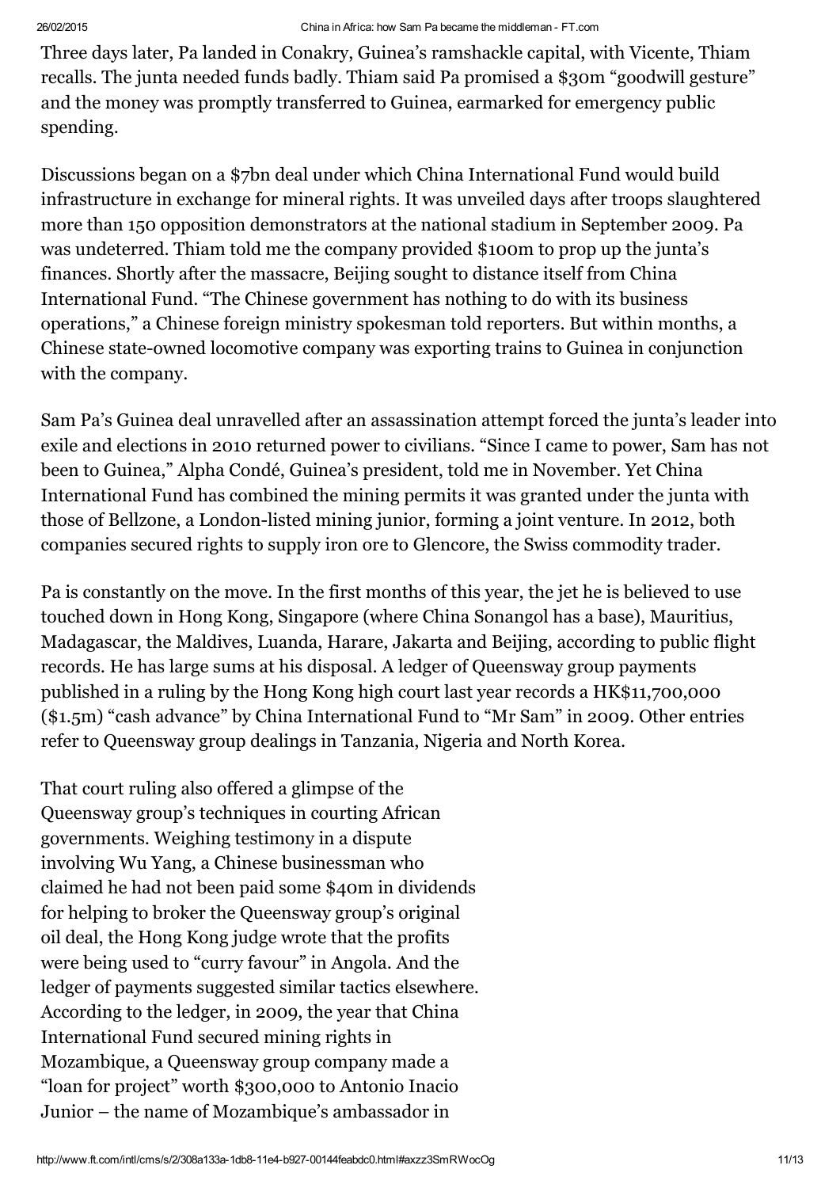Three days later, Pa landed in Conakry, Guinea's ramshackle capital, with Vicente, Thiam recalls. The junta needed funds badly. Thiam said Pa promised a $30m "goodwill gesture" and the money was promptly transferred to Guinea, earmarked for emergency public spending.

Discussions began on a $7bn deal under which China International Fund would build infrastructure in exchange for mineral rights. It was unveiled days after troops slaughtered more than 150 opposition demonstrators at the national stadium in September 2009. Pa was undeterred. Thiam told me the company provided $100m to prop up the junta's finances. Shortly after the massacre, Beijing sought to distance itself from China International Fund. "The Chinese government has nothing to do with its business operations," a Chinese foreign ministry spokesman told reporters. But within months, a Chinese state-owned locomotive company was exporting trains to Guinea in conjunction with the company.

Sam Pa's Guinea deal unravelled after an assassination attempt forced the junta's leader into exile and elections in 2010 returned power to civilians. "Since I came to power, Sam has not been to Guinea," Alpha Condé, Guinea's president, told me in November. Yet China International Fund has combined the mining permits it was granted under the junta with those of Bellzone, a London-listed mining junior, forming a joint venture. In 2012, both companies secured rights to supply iron ore to Glencore, the Swiss commodity trader.

Pa is constantly on the move. In the first months of this year, the jet he is believed to use touched down in Hong Kong, Singapore (where China Sonangol has a base), Mauritius, Madagascar, the Maldives, Luanda, Harare, Jakarta and Beijing, according to public flight records. He has large sums at his disposal. A ledger of Queensway group payments published in a ruling by the Hong Kong high court last year records a HK$11,700,000 ($1.5m) "cash advance" by China International Fund to "Mr Sam" in 2009. Other entries refer to Queensway group dealings in Tanzania, Nigeria and North Korea.

That court ruling also offered a glimpse of the Queensway group's techniques in courting African governments. Weighing testimony in a dispute involving Wu Yang, a Chinese businessman who claimed he had not been paid some $40m in dividends for helping to broker the Queensway group's original oil deal, the Hong Kong judge wrote that the profits were being used to "curry favour" in Angola. And the ledger of payments suggested similar tactics elsewhere. According to the ledger, in 2009, the year that China International Fund secured mining rights in Mozambique, a Queensway group company made a "loan for project" worth $300,000 to Antonio Inacio Junior – the name of Mozambique's ambassador in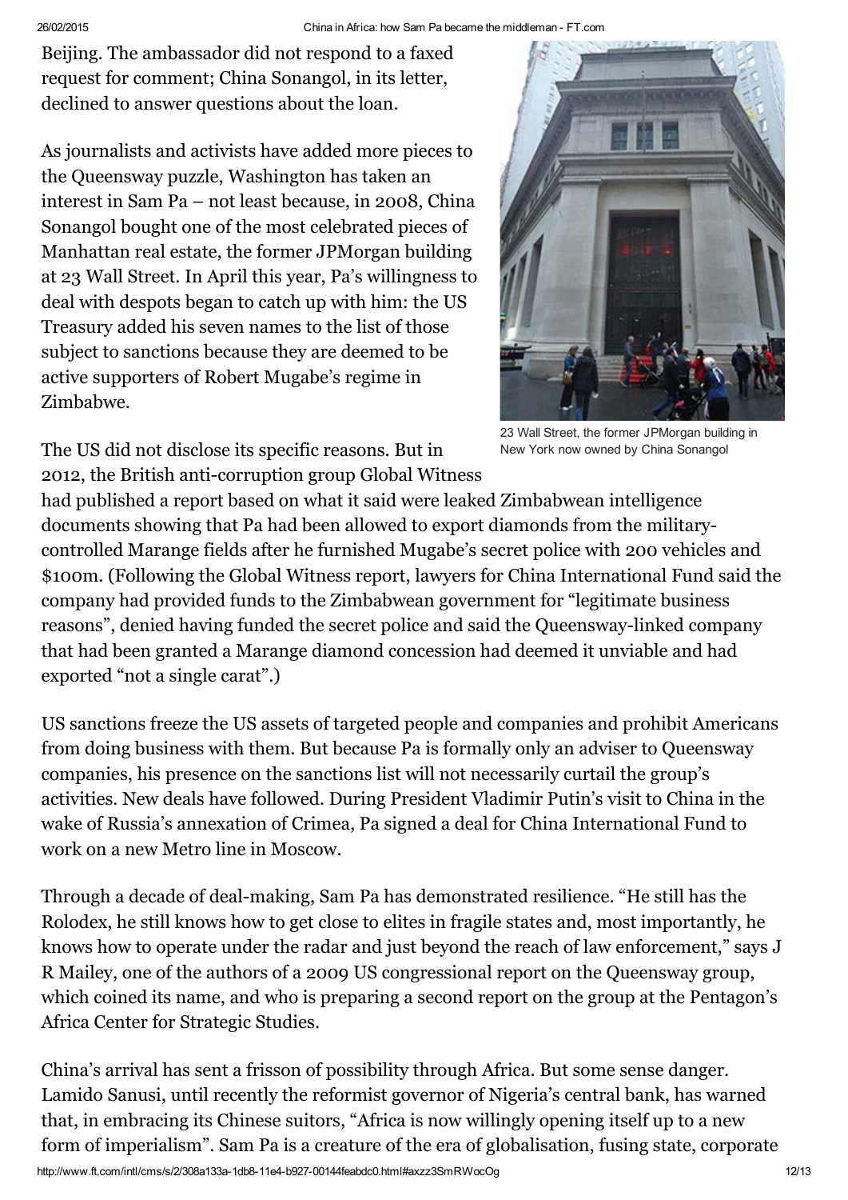Beijing. The ambassador did not respond to a faxed request for comment; China Sonangol, in its letter, declined to answer questions about the loan.

As journalists and activists have added more pieces to the Queensway puzzle, Washington has taken an interest in Sam Pa – not least because, in 2008, China Sonangol bought one of the most celebrated pieces of Manhattan real estate, the former JPMorgan building at 23 Wall Street. In April this year, Pa's willingness to deal with despots began to catch up with him: the US Treasury added his seven names to the list of those subject to sanctions because they are deemed to be active supporters of Robert Mugabe's regime in Zimbabwe.

23 Wall Street, the former JPMorgan building in New York now owned by China Sonangol

The US did not disclose its specific reasons. But in 2012, the British anti-corruption group Global Witness had published a report based on what it said were leaked Zimbabwean intelligence documents showing that Pa had been allowed to export diamonds from the military-controlled Marange fields after he furnished Mugabe's secret police with 200 vehicles and \$100m. (Following the Global Witness report, lawyers for China International Fund said the company had provided funds to the Zimbabwean government for "legitimate business reasons", denied having funded the secret police and said the Queensway-linked company that had been granted a Marange diamond concession had deemed it unviable and had exported "not a single carat".)

US sanctions freeze the US assets of targeted people and companies and prohibit Americans from doing business with them. But because Pa is formally only an adviser to Queensway companies, his presence on the sanctions list will not necessarily curtail the group's activities. New deals have followed. During President Vladimir Putin's visit to China in the wake of Russia's annexation of Crimea, Pa signed a deal for China International Fund to work on a new Metro line in Moscow.

Through a decade of deal-making, Sam Pa has demonstrated resilience. "He still has the Rolodex, he still knows how to get close to elites in fragile states and, most importantly, he knows how to operate under the radar and just beyond the reach of law enforcement," says J R Mailey, one of the authors of a 2009 US congressional report on the Queensway group, which coined its name, and who is preparing a second report on the group at the Pentagon's Africa Center for Strategic Studies.

China's arrival has sent a frisson of possibility through Africa. But some sense danger. Lamido Sanusi, until recently the reformist governor of Nigeria's central bank, has warned that, in embracing its Chinese suitors, "Africa is now willingly opening itself up to a new form of imperialism". Sam Pa is a creature of the era of globalisation, fusing state, corporate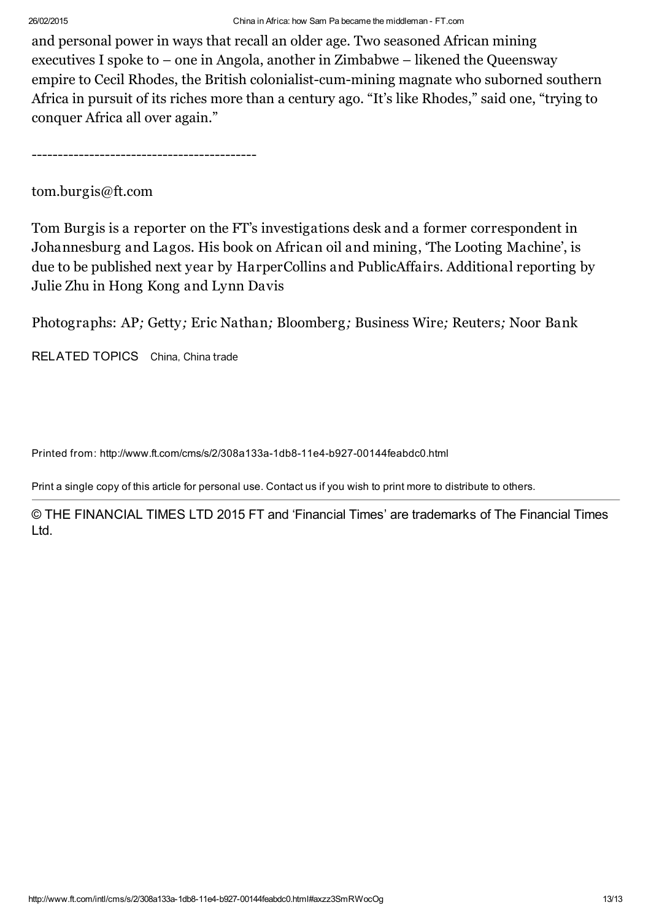and personal power in ways that recall an older age. Two seasoned African mining executives I spoke to – one in Angola, another in Zimbabwe – likened the Queensway empire to Cecil Rhodes, the British colonialist-cum-mining magnate who suborned southern Africa in pursuit of its riches more than a century ago. "It's like Rhodes," said one, "trying to conquer Africa all over again."

------------------------------------------

tom.burgis@ft.com

Tom Burgis is a reporter on the FT's investigations desk and a former correspondent in Johannesburg and Lagos. His book on African oil and mining, 'The Looting Machine', is due to be published next year by HarperCollins and PublicAffairs. Additional reporting by Julie Zhu in Hong Kong and Lynn Davis

Photographs: AP*;* Getty*;* Eric Nathan*;* Bloomberg*;* Business Wire*;* Reuters*;* Noor Bank

RELATED TOPICS China, China trade

Printed from: http://www.ft.com/cms/s/2/308a133a-1db8-11e4-b927-00144feabdc0.html

Print a single copy of this article for personal use. Contact us if you wish to print more to distribute to others.

© THE FINANCIAL TIMES LTD 2015 FT and 'Financial Times' are trademarks of The Financial Times Ltd.